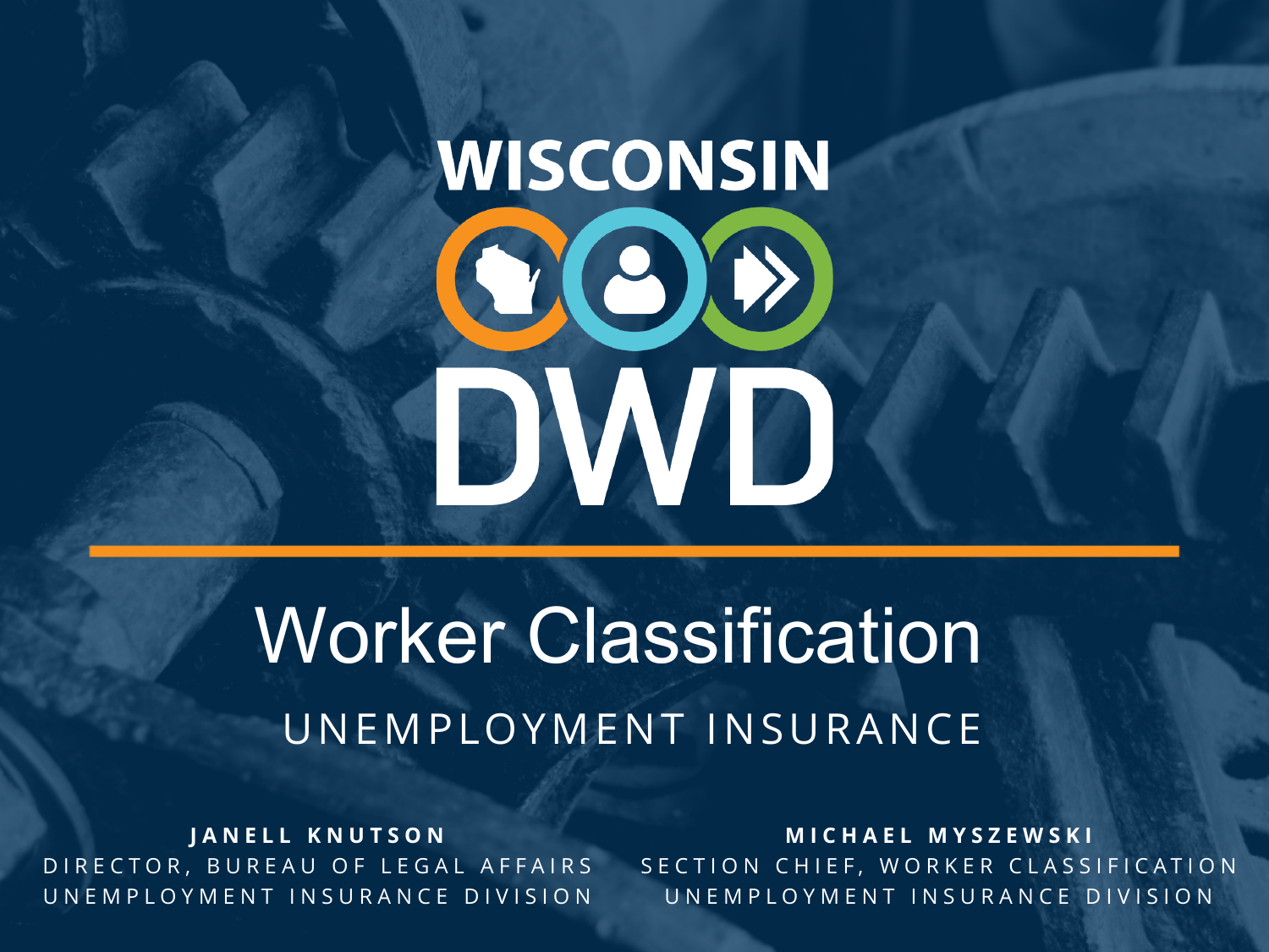# WISCONSIN DWD

# Worker Classification

## UNEMPLOYMENT INSURANCE

**JANELL KNUTSON**
DIRECTOR, BUREAU OF LEGAL AFFAIRS
UNEMPLOYMENT INSURANCE DIVISION

**MICHAEL MYSZEWSKI**
SECTION CHIEF, WORKER CLASSIFICATION
UNEMPLOYMENT INSURANCE DIVISION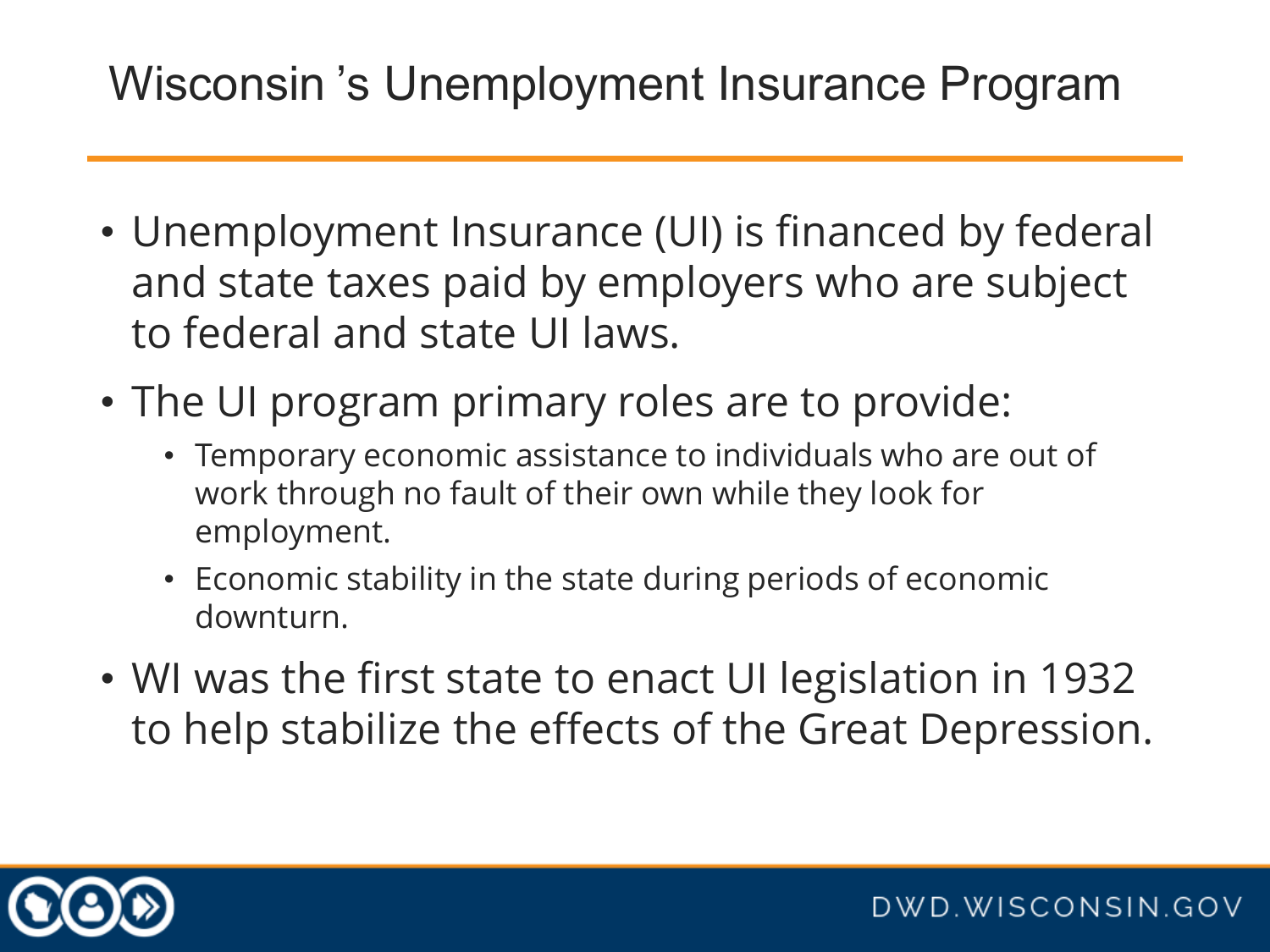# Wisconsin ’s Unemployment Insurance Program

- Unemployment Insurance (UI) is financed by federal and state taxes paid by employers who are subject to federal and state UI laws.
- The UI program primary roles are to provide:
  - Temporary economic assistance to individuals who are out of work through no fault of their own while they look for employment.
  - Economic stability in the state during periods of economic downturn.
- WI was the first state to enact UI legislation in 1932 to help stabilize the effects of the Great Depression.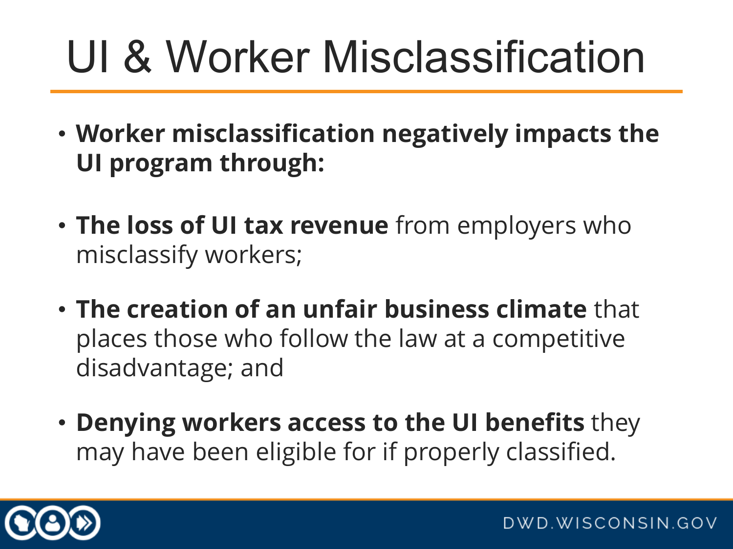# UI & Worker Misclassification

- **Worker misclassification negatively impacts the UI program through:**
- **The loss of UI tax revenue** from employers who misclassify workers;
- **The creation of an unfair business climate** that places those who follow the law at a competitive disadvantage; and
- **Denying workers access to the UI benefits** they may have been eligible for if properly classified.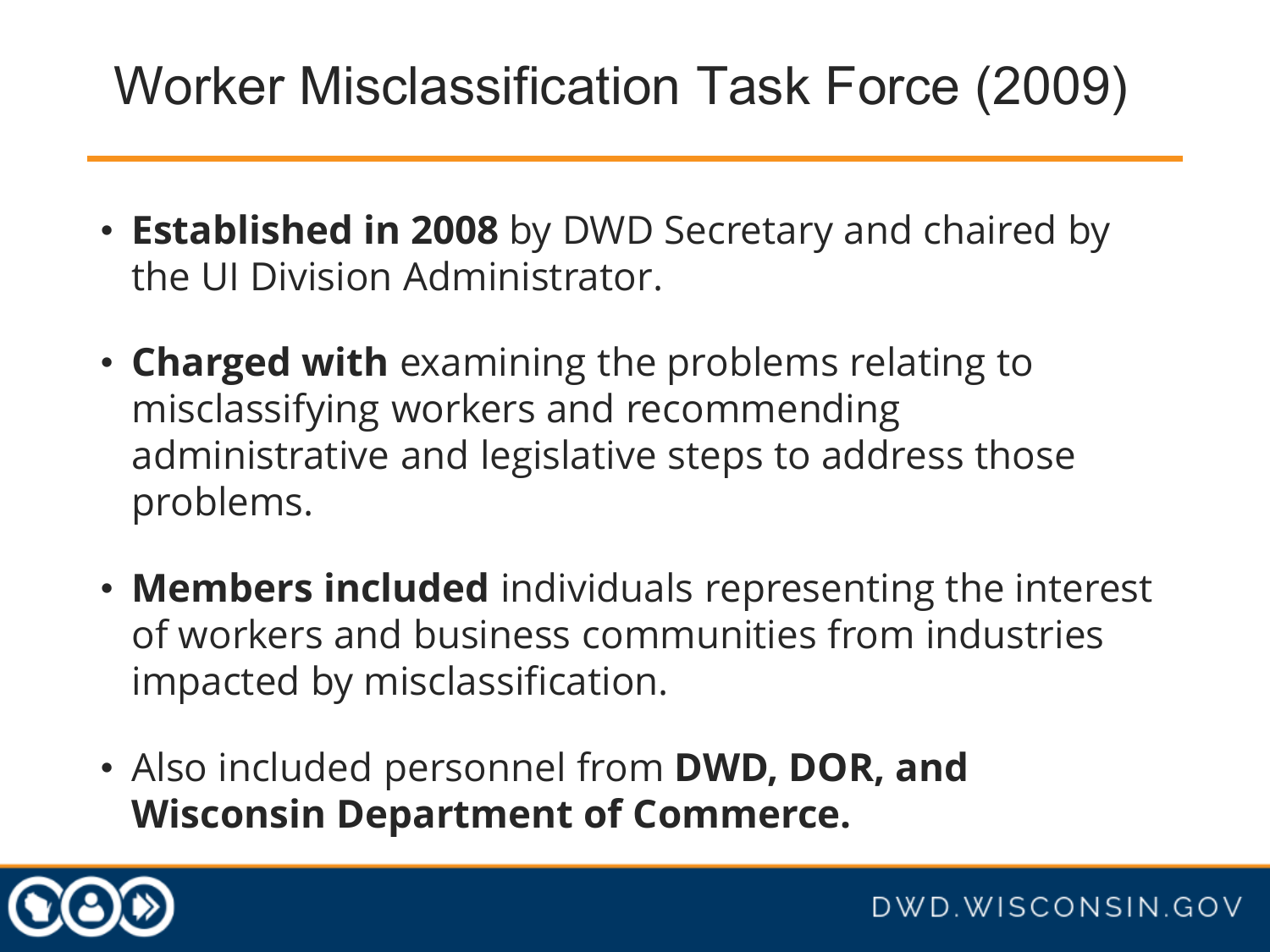# Worker Misclassification Task Force (2009)

- **Established in 2008** by DWD Secretary and chaired by the UI Division Administrator.
- **Charged with** examining the problems relating to misclassifying workers and recommending administrative and legislative steps to address those problems.
- **Members included** individuals representing the interest of workers and business communities from industries impacted by misclassification.
- Also included personnel from **DWD, DOR, and Wisconsin Department of Commerce.**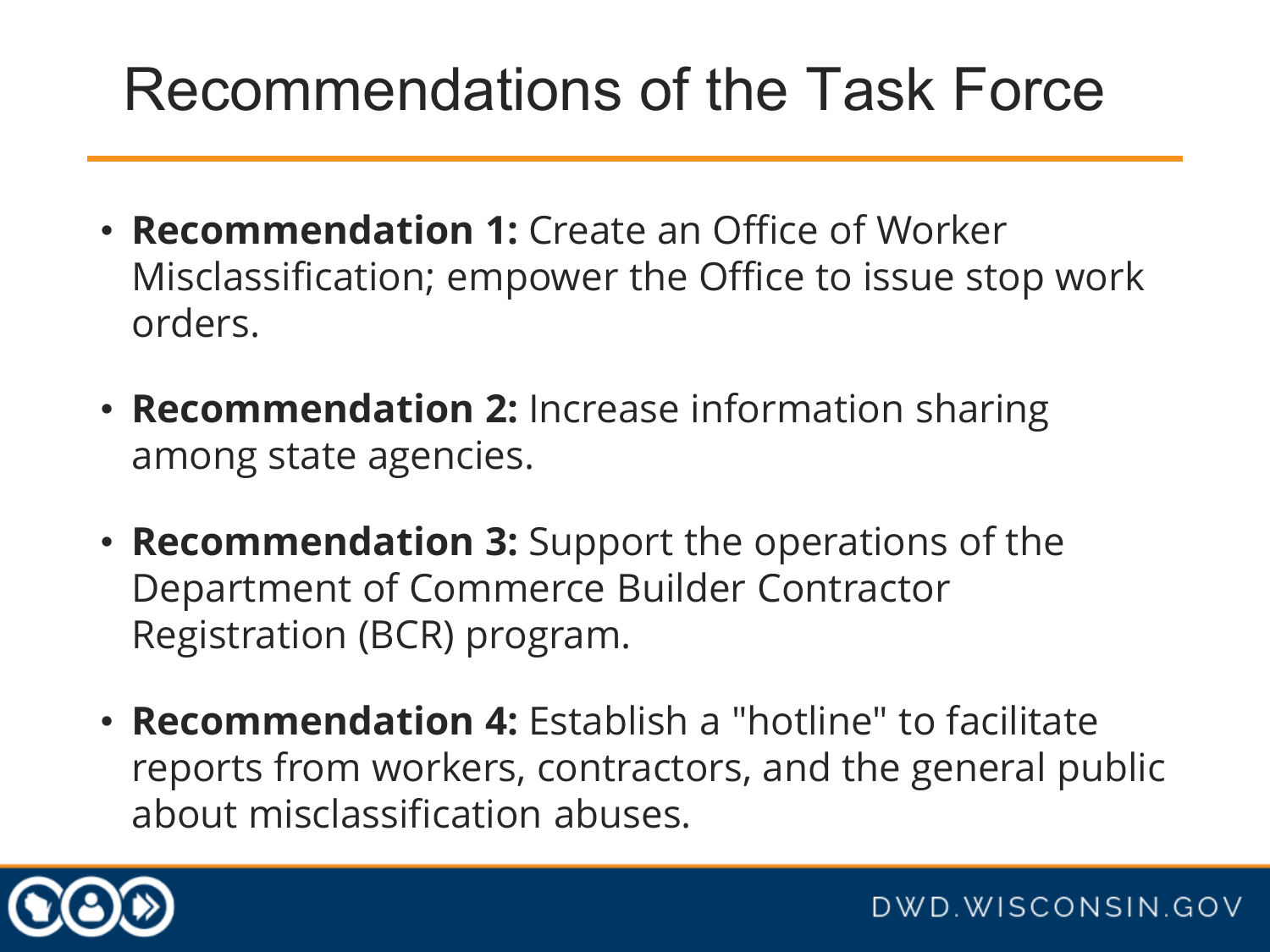# Recommendations of the Task Force

- **Recommendation 1:** Create an Office of Worker Misclassification; empower the Office to issue stop work orders.
- **Recommendation 2:** Increase information sharing among state agencies.
- **Recommendation 3:** Support the operations of the Department of Commerce Builder Contractor Registration (BCR) program.
- **Recommendation 4:** Establish a "hotline" to facilitate reports from workers, contractors, and the general public about misclassification abuses.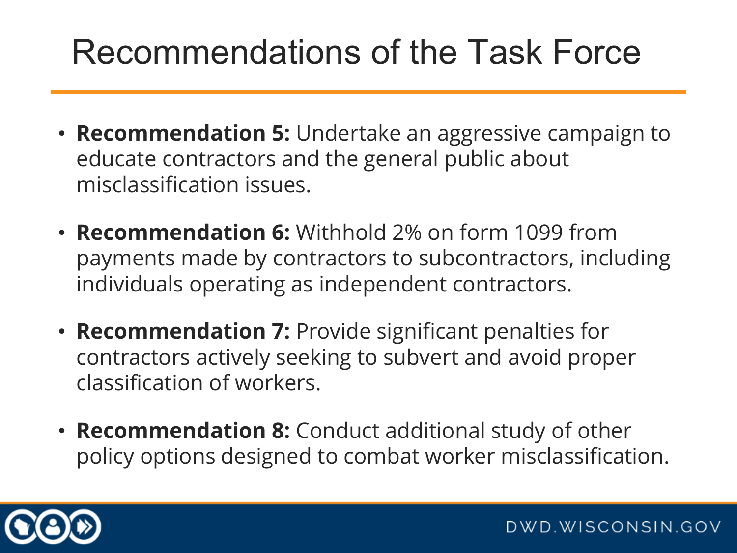# Recommendations of the Task Force

- **Recommendation 5:** Undertake an aggressive campaign to educate contractors and the general public about misclassification issues.
- **Recommendation 6:** Withhold 2% on form 1099 from payments made by contractors to subcontractors, including individuals operating as independent contractors.
- **Recommendation 7:** Provide significant penalties for contractors actively seeking to subvert and avoid proper classification of workers.
- **Recommendation 8:** Conduct additional study of other policy options designed to combat worker misclassification.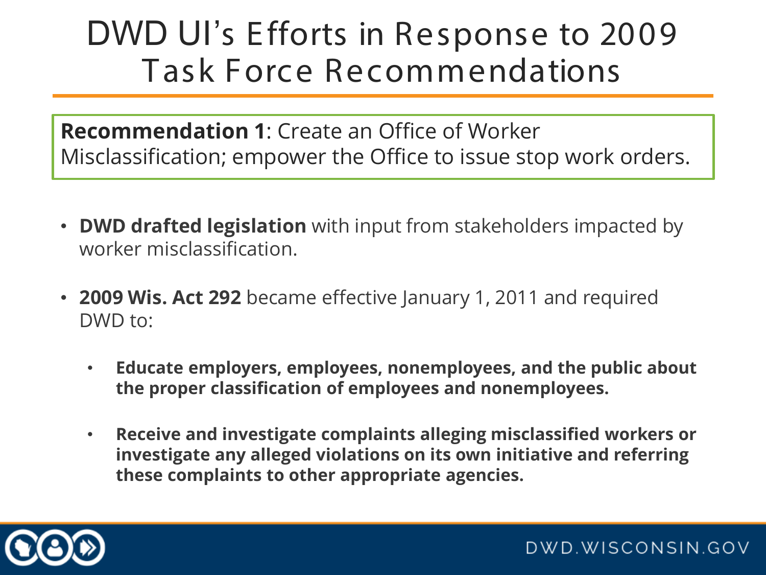# DWD UI's Efforts in Response to 2009 Task Force Recommendations

**Recommendation 1**: Create an Office of Worker Misclassification; empower the Office to issue stop work orders.

- **DWD drafted legislation** with input from stakeholders impacted by worker misclassification.
- **2009 Wis. Act 292** became effective January 1, 2011 and required DWD to:
  - **Educate employers, employees, nonemployees, and the public about the proper classification of employees and nonemployees.**
  - **Receive and investigate complaints alleging misclassified workers or investigate any alleged violations on its own initiative and referring these complaints to other appropriate agencies.**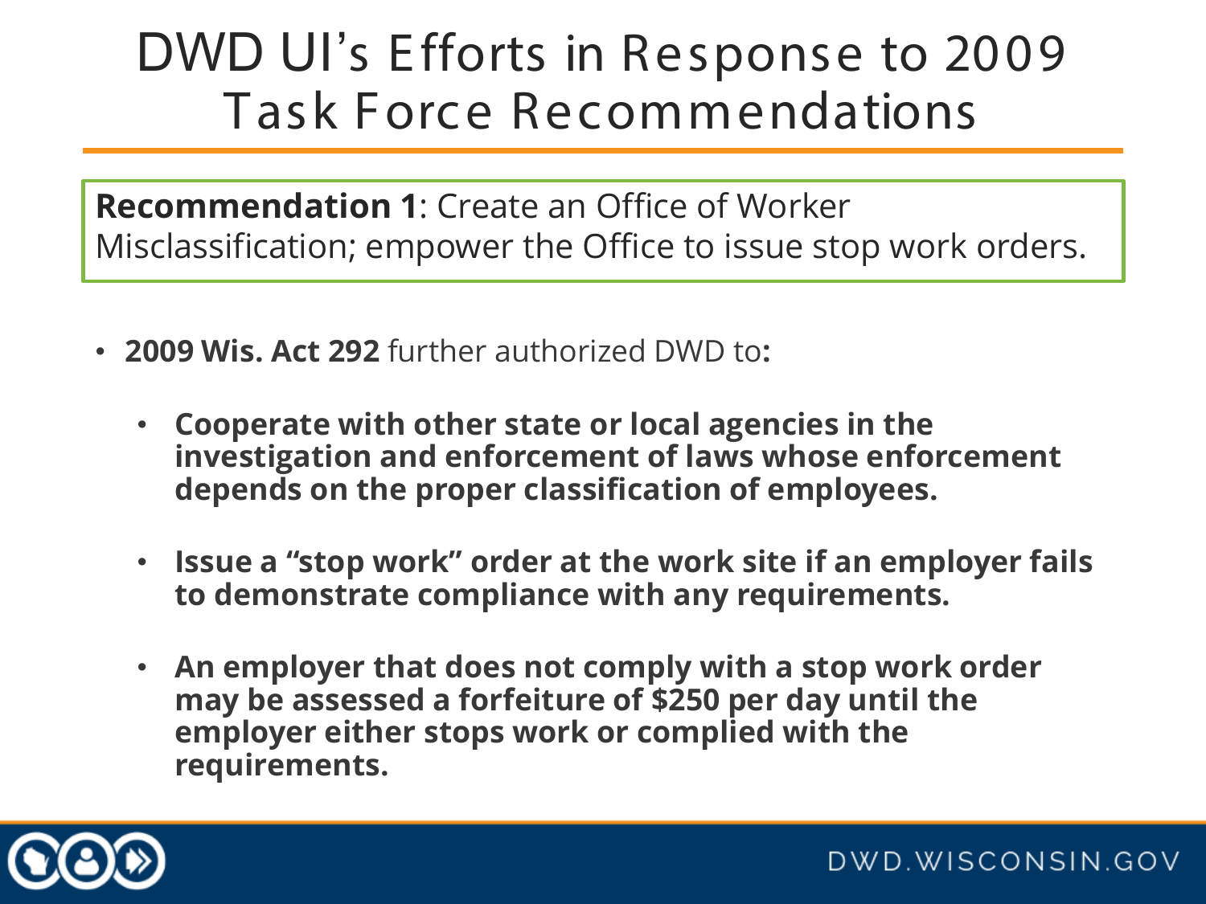# DWD UI's Efforts in Response to 2009 Task Force Recommendations

**Recommendation 1**: Create an Office of Worker Misclassification; empower the Office to issue stop work orders.

- **2009 Wis. Act 292** further authorized DWD to**:**
  - **Cooperate with other state or local agencies in the investigation and enforcement of laws whose enforcement depends on the proper classification of employees.**
  - **Issue a "stop work" order at the work site if an employer fails to demonstrate compliance with any requirements.**
  - **An employer that does not comply with a stop work order may be assessed a forfeiture of $250 per day until the employer either stops work or complied with the requirements.**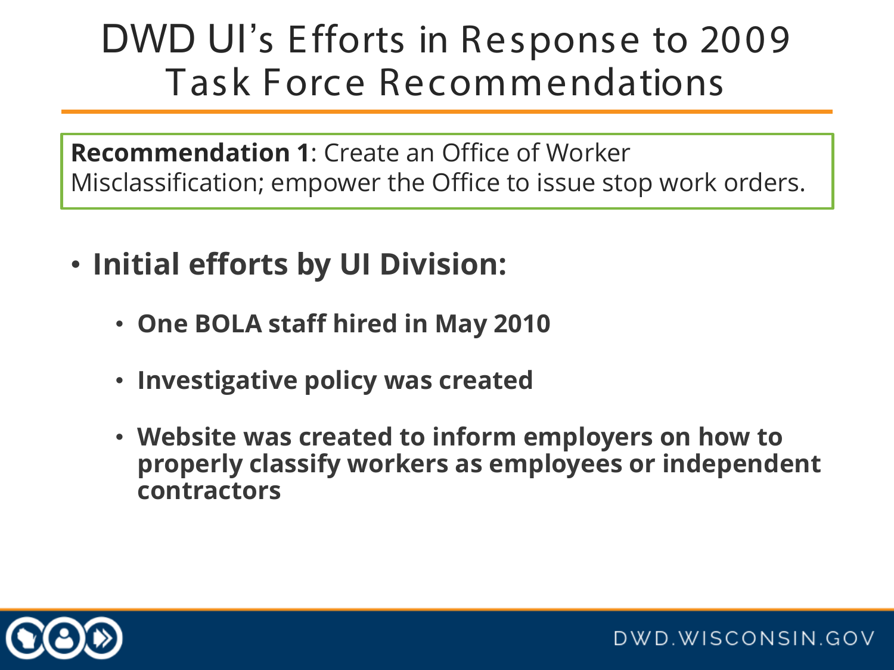# DWD UI's Efforts in Response to 2009 Task Force Recommendations

**Recommendation 1**: Create an Office of Worker Misclassification; empower the Office to issue stop work orders.

- **Initial efforts by UI Division:**
  - **One BOLA staff hired in May 2010**
  - **Investigative policy was created**
  - **Website was created to inform employers on how to properly classify workers as employees or independent contractors**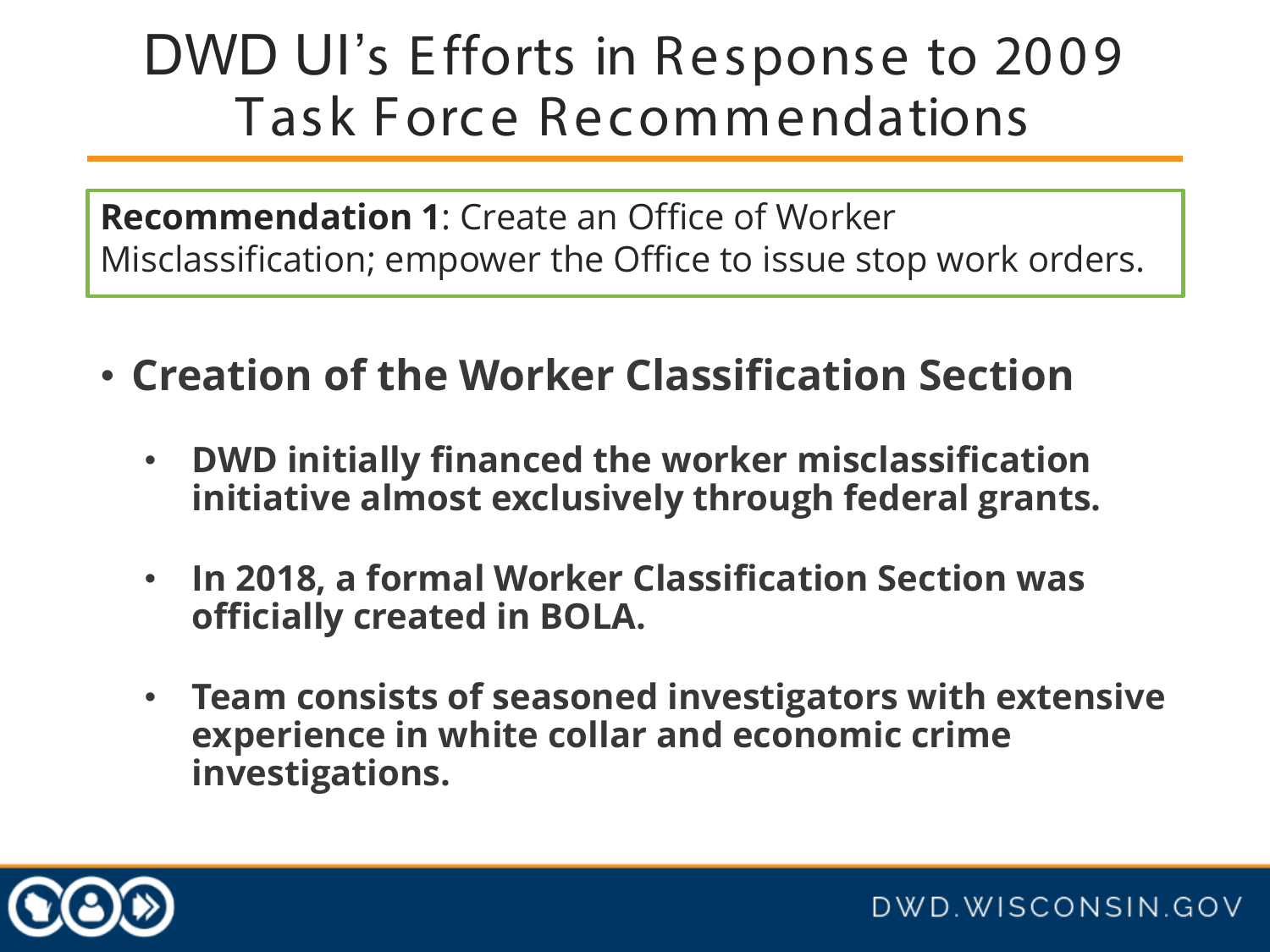# DWD UI's Efforts in Response to 2009 Task Force Recommendations

**Recommendation 1**: Create an Office of Worker Misclassification; empower the Office to issue stop work orders.

- **Creation of the Worker Classification Section**
  - **DWD initially financed the worker misclassification initiative almost exclusively through federal grants.**
  - **In 2018, a formal Worker Classification Section was officially created in BOLA.**
  - **Team consists of seasoned investigators with extensive experience in white collar and economic crime investigations.**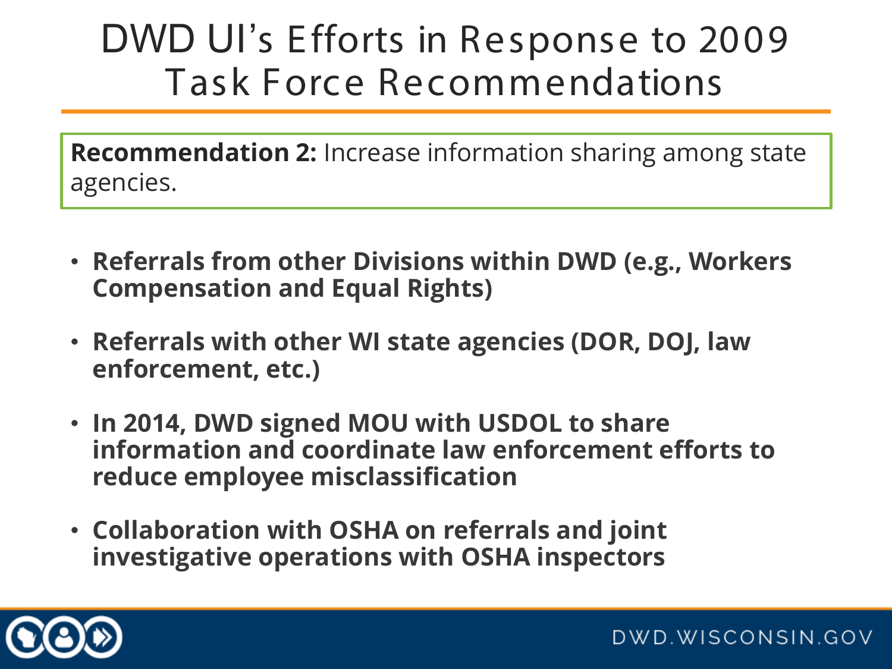# DWD UI's Efforts in Response to 2009 Task Force Recommendations

**Recommendation 2:** Increase information sharing among state agencies.

- **Referrals from other Divisions within DWD (e.g., Workers Compensation and Equal Rights)**
- **Referrals with other WI state agencies (DOR, DOJ, law enforcement, etc.)**
- **In 2014, DWD signed MOU with USDOL to share information and coordinate law enforcement efforts to reduce employee misclassification**
- **Collaboration with OSHA on referrals and joint investigative operations with OSHA inspectors**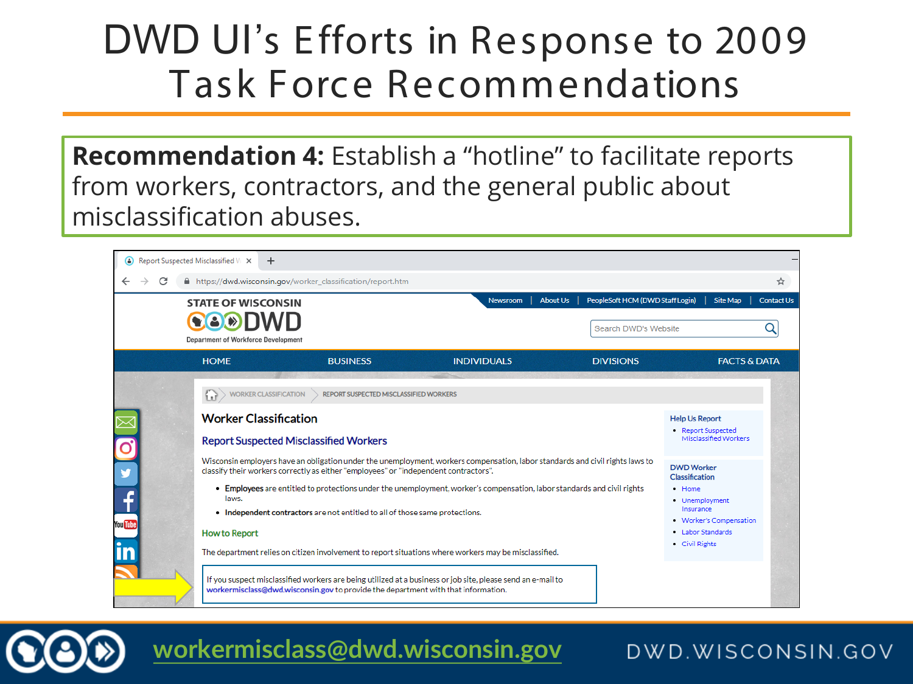# DWD UI's Efforts in Response to 2009 Task Force Recommendations

**Recommendation 4:** Establish a "hotline" to facilitate reports from workers, contractors, and the general public about misclassification abuses.

https://dwd.wisconsin.gov/worker_classification/report.htm

STATE OF WISCONSIN DWD Department of Workforce Development

HOME | BUSINESS | INDIVIDUALS | DIVISIONS | FACTS & DATA

WORKER CLASSIFICATION > REPORT SUSPECTED MISCLASSIFIED WORKERS

## Worker Classification

### Report Suspected Misclassified Workers

Wisconsin employers have an obligation under the unemployment, workers compensation, labor standards and civil rights laws to classify their workers correctly as either "employees" or "independent contractors".

- **Employees** are entitled to protections under the unemployment, worker's compensation, labor standards and civil rights laws.
- **Independent contractors** are not entitled to all of those same protections.

### How to Report

The department relies on citizen involvement to report situations where workers may be misclassified.

If you suspect misclassified workers are being utilized at a business or job site, please send an e-mail to workermisclass@dwd.wisconsin.gov to provide the department with that information.

**Help Us Report**
- Report Suspected Misclassified Workers

**DWD Worker Classification**
- Home
- Unemployment Insurance
- Worker's Compensation
- Labor Standards
- Civil Rights

workermisclass@dwd.wisconsin.gov

DWD.WISCONSIN.GOV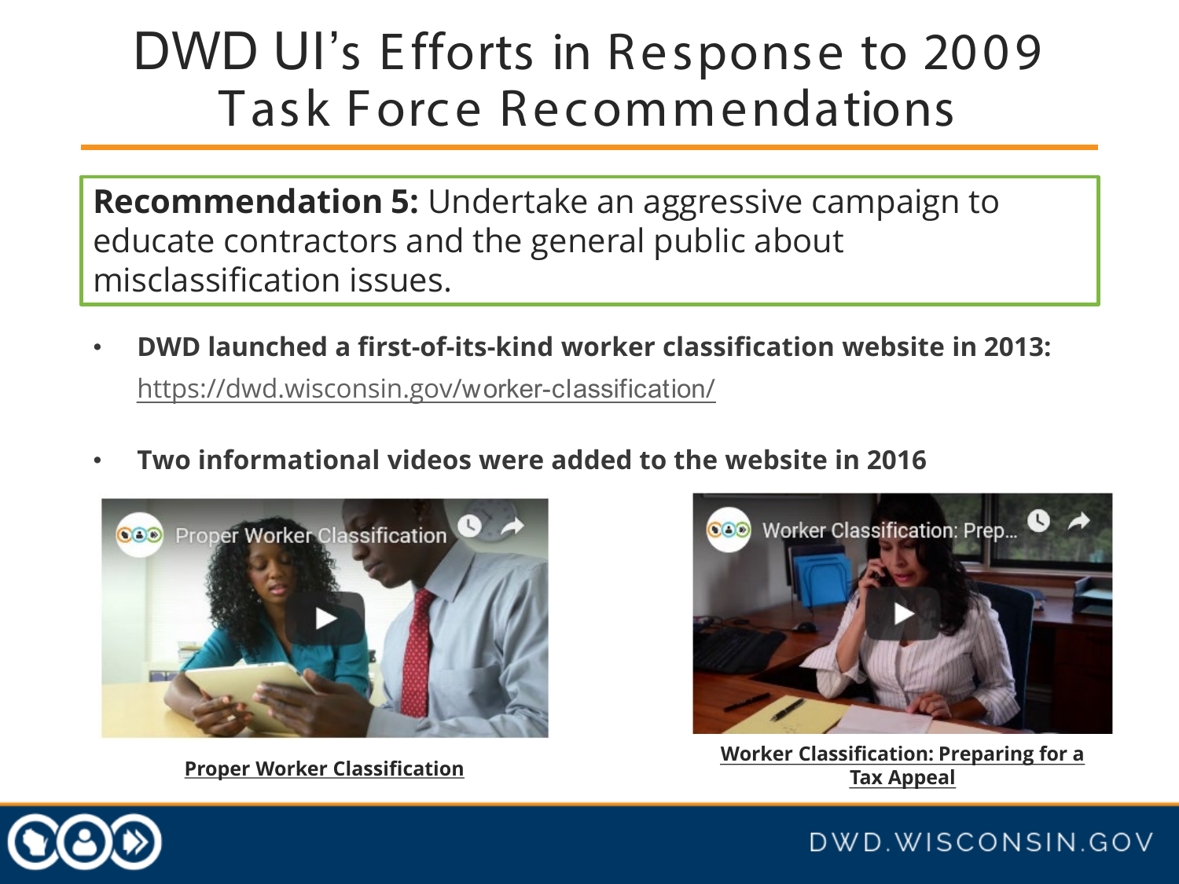# DWD UI's Efforts in Response to 2009 Task Force Recommendations

**Recommendation 5:** Undertake an aggressive campaign to educate contractors and the general public about misclassification issues.

- **DWD launched a first-of-its-kind worker classification website in 2013:** https://dwd.wisconsin.gov/worker-classification/
- **Two informational videos were added to the website in 2016**

**Proper Worker Classification**

**Worker Classification: Preparing for a Tax Appeal**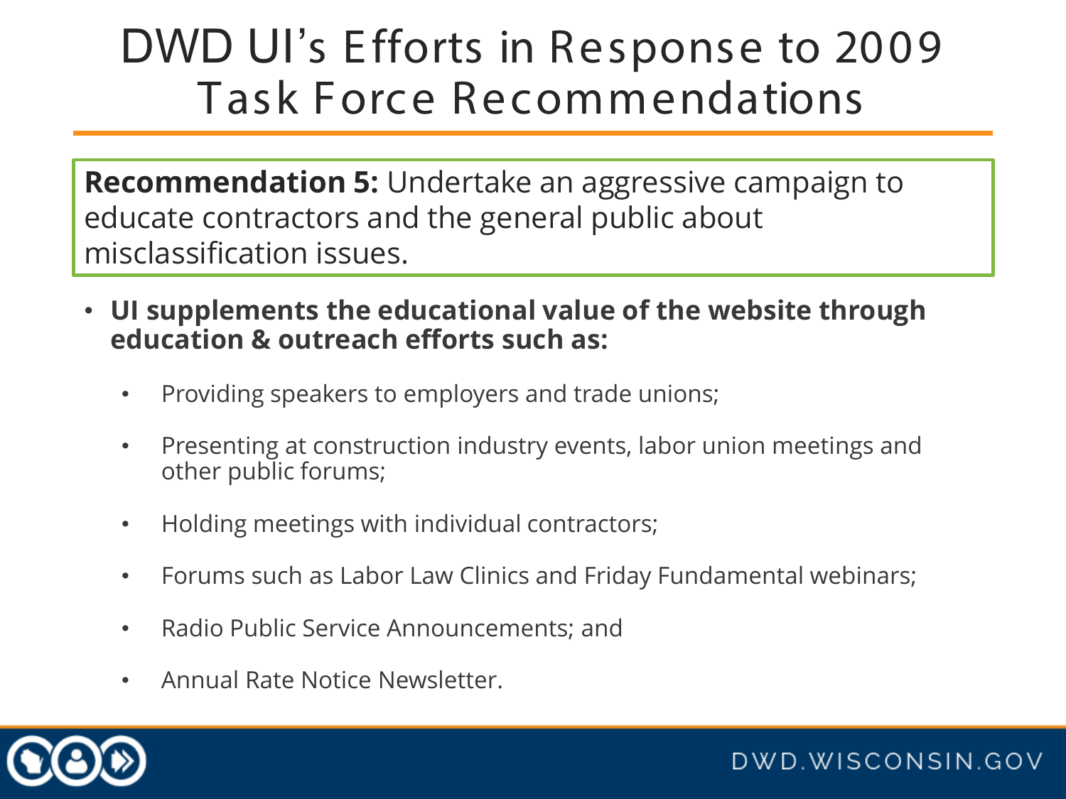# DWD UI's Efforts in Response to 2009 Task Force Recommendations

**Recommendation 5:** Undertake an aggressive campaign to educate contractors and the general public about misclassification issues.

- **UI supplements the educational value of the website through education & outreach efforts such as:**
  - Providing speakers to employers and trade unions;
  - Presenting at construction industry events, labor union meetings and other public forums;
  - Holding meetings with individual contractors;
  - Forums such as Labor Law Clinics and Friday Fundamental webinars;
  - Radio Public Service Announcements; and
  - Annual Rate Notice Newsletter.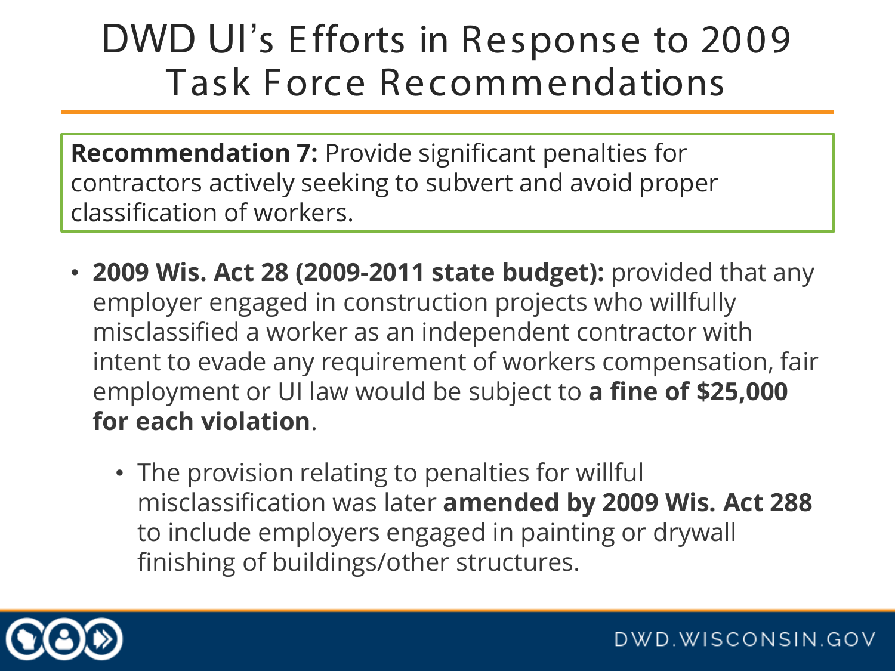# DWD UI's Efforts in Response to 2009 Task Force Recommendations

**Recommendation 7:** Provide significant penalties for contractors actively seeking to subvert and avoid proper classification of workers.

- **2009 Wis. Act 28 (2009-2011 state budget):** provided that any employer engaged in construction projects who willfully misclassified a worker as an independent contractor with intent to evade any requirement of workers compensation, fair employment or UI law would be subject to **a fine of $25,000 for each violation**.
  - The provision relating to penalties for willful misclassification was later **amended by 2009 Wis. Act 288** to include employers engaged in painting or drywall finishing of buildings/other structures.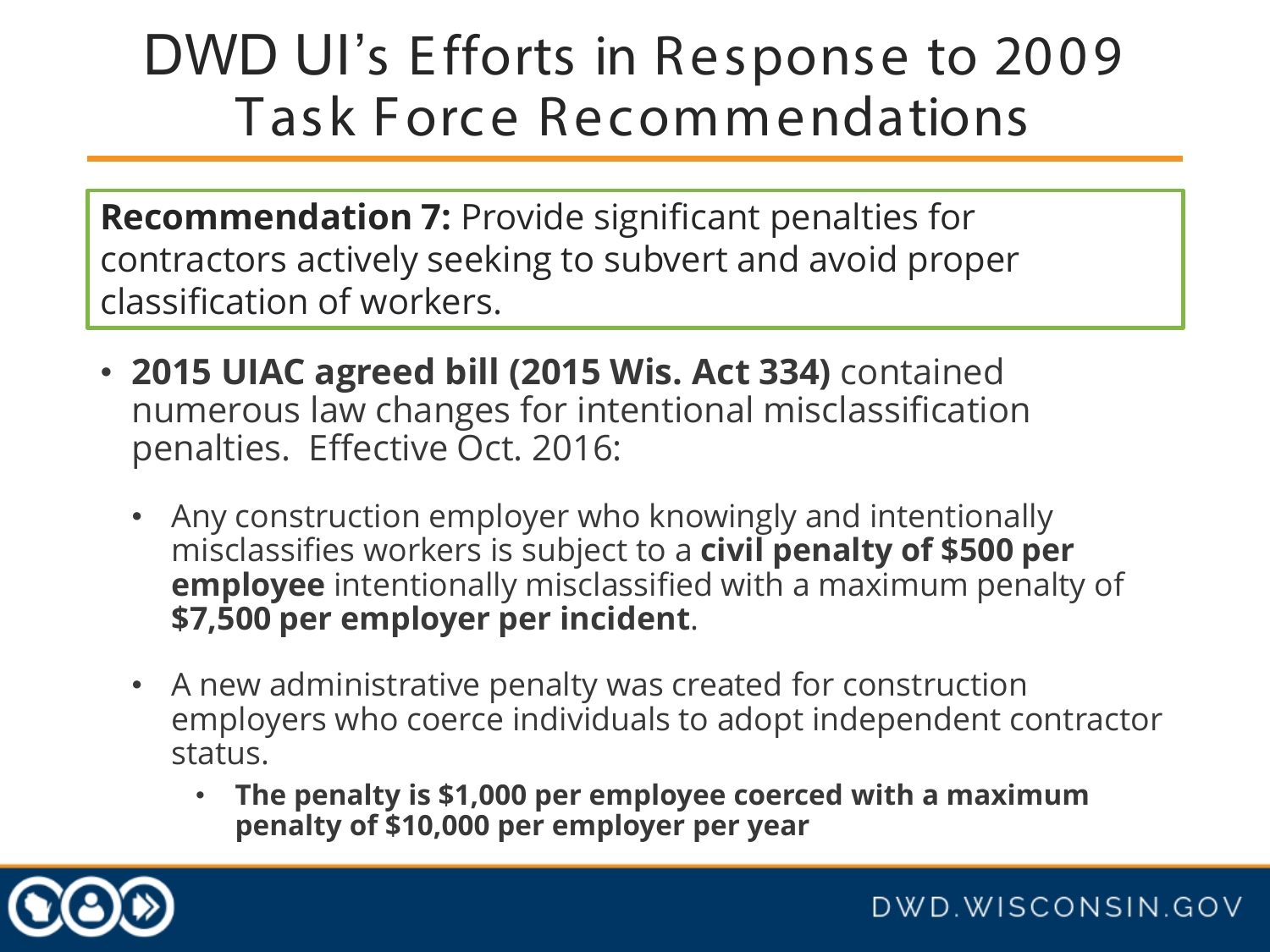# DWD UI's Efforts in Response to 2009 Task Force Recommendations

**Recommendation 7:** Provide significant penalties for contractors actively seeking to subvert and avoid proper classification of workers.

- **2015 UIAC agreed bill (2015 Wis. Act 334)** contained numerous law changes for intentional misclassification penalties. Effective Oct. 2016:
  - Any construction employer who knowingly and intentionally misclassifies workers is subject to a **civil penalty of $500 per employee** intentionally misclassified with a maximum penalty of **$7,500 per employer per incident**.
  - A new administrative penalty was created for construction employers who coerce individuals to adopt independent contractor status.
    - **The penalty is $1,000 per employee coerced with a maximum penalty of $10,000 per employer per year**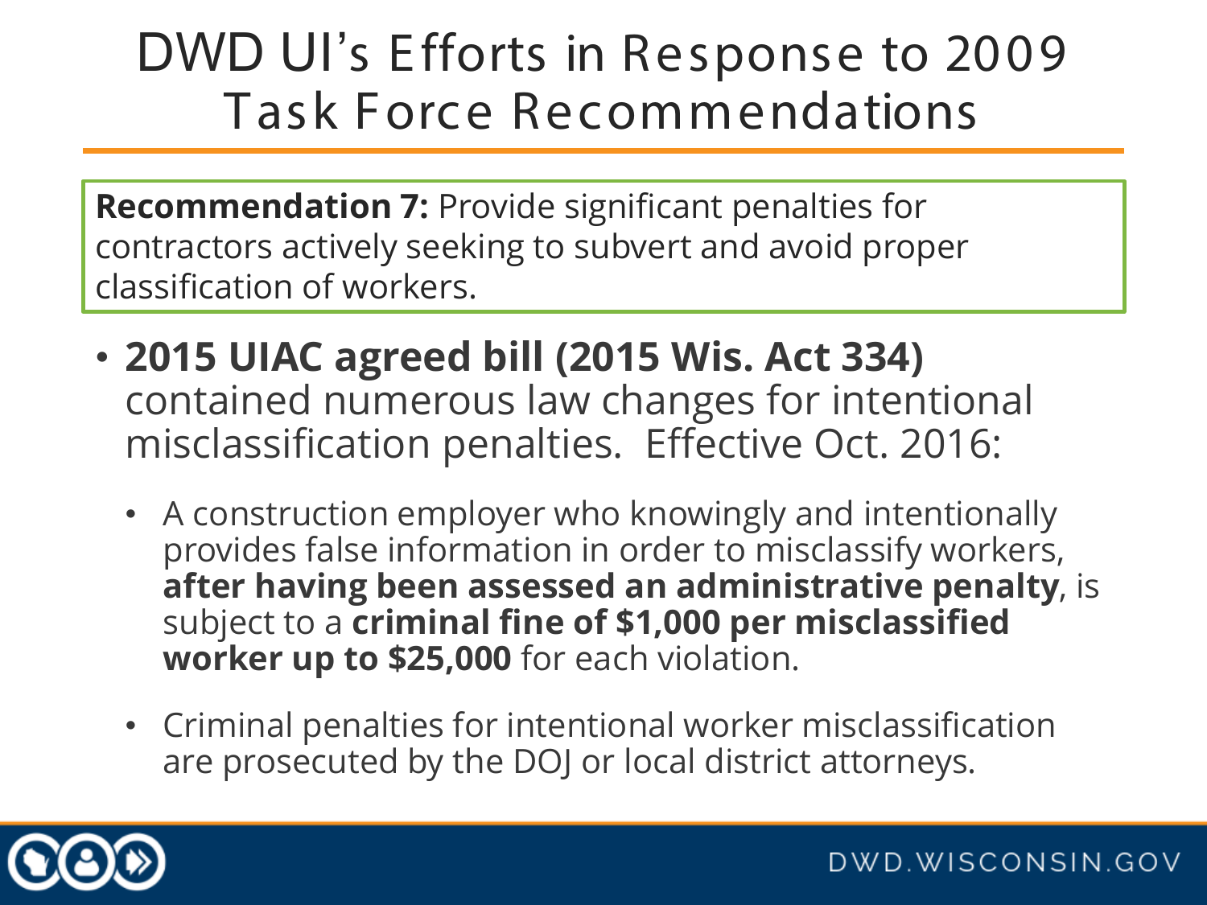# DWD UI's Efforts in Response to 2009 Task Force Recommendations

**Recommendation 7:** Provide significant penalties for contractors actively seeking to subvert and avoid proper classification of workers.

- **2015 UIAC agreed bill (2015 Wis. Act 334)** contained numerous law changes for intentional misclassification penalties. Effective Oct. 2016:
  - A construction employer who knowingly and intentionally provides false information in order to misclassify workers, **after having been assessed an administrative penalty**, is subject to a **criminal fine of $1,000 per misclassified worker up to $25,000** for each violation.
  - Criminal penalties for intentional worker misclassification are prosecuted by the DOJ or local district attorneys.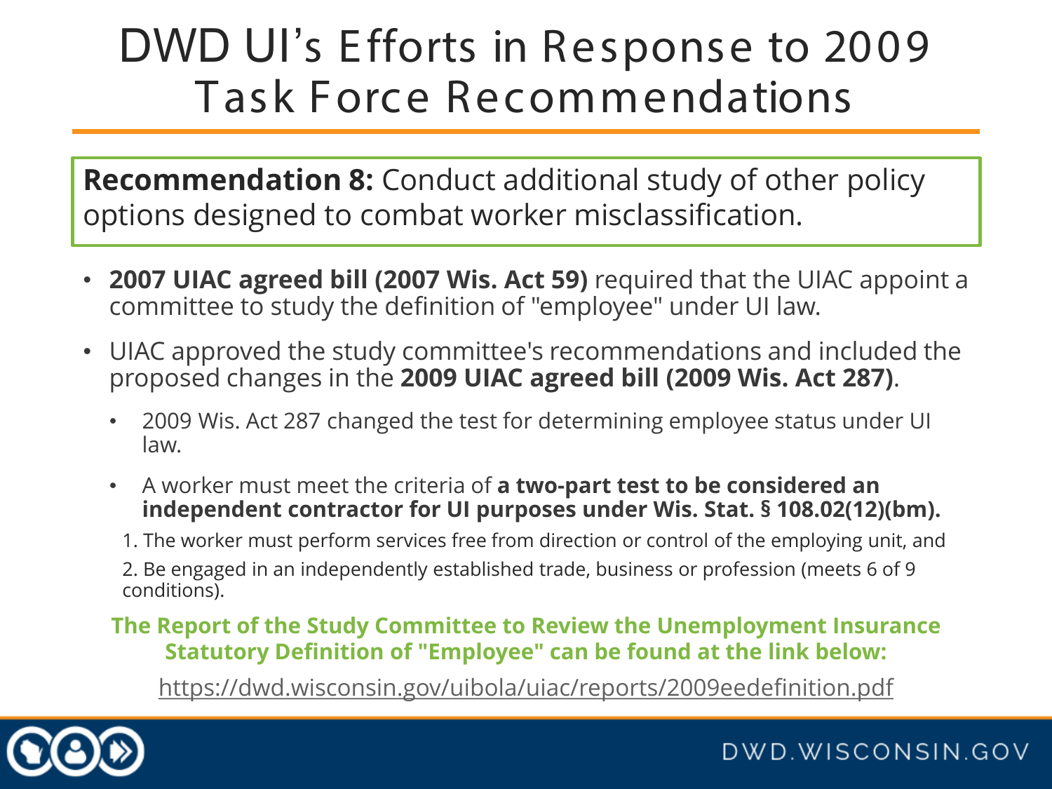# DWD UI's Efforts in Response to 2009 Task Force Recommendations

**Recommendation 8:** Conduct additional study of other policy options designed to combat worker misclassification.

- **2007 UIAC agreed bill (2007 Wis. Act 59)** required that the UIAC appoint a committee to study the definition of "employee" under UI law.
- UIAC approved the study committee's recommendations and included the proposed changes in the **2009 UIAC agreed bill (2009 Wis. Act 287)**.
  - 2009 Wis. Act 287 changed the test for determining employee status under UI law.
  - A worker must meet the criteria of **a two-part test to be considered an independent contractor for UI purposes under Wis. Stat. § 108.02(12)(bm).**

1. The worker must perform services free from direction or control of the employing unit, and
2. Be engaged in an independently established trade, business or profession (meets 6 of 9 conditions).

**The Report of the Study Committee to Review the Unemployment Insurance Statutory Definition of "Employee" can be found at the link below:**

https://dwd.wisconsin.gov/uibola/uiac/reports/2009eedefinition.pdf

DWD.WISCONSIN.GOV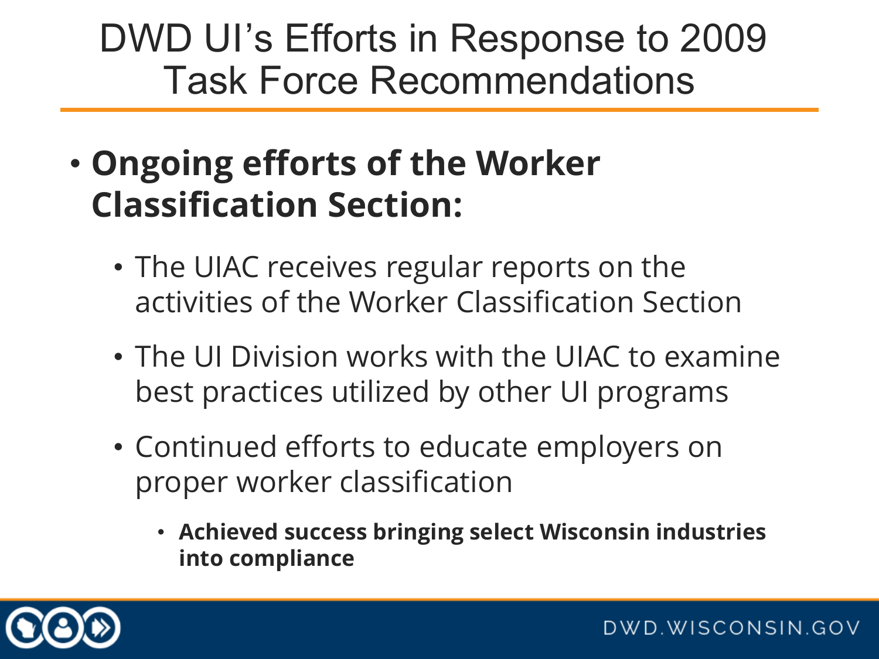# DWD UI's Efforts in Response to 2009 Task Force Recommendations

- **Ongoing efforts of the Worker Classification Section:**
  - The UIAC receives regular reports on the activities of the Worker Classification Section
  - The UI Division works with the UIAC to examine best practices utilized by other UI programs
  - Continued efforts to educate employers on proper worker classification
    - **Achieved success bringing select Wisconsin industries into compliance**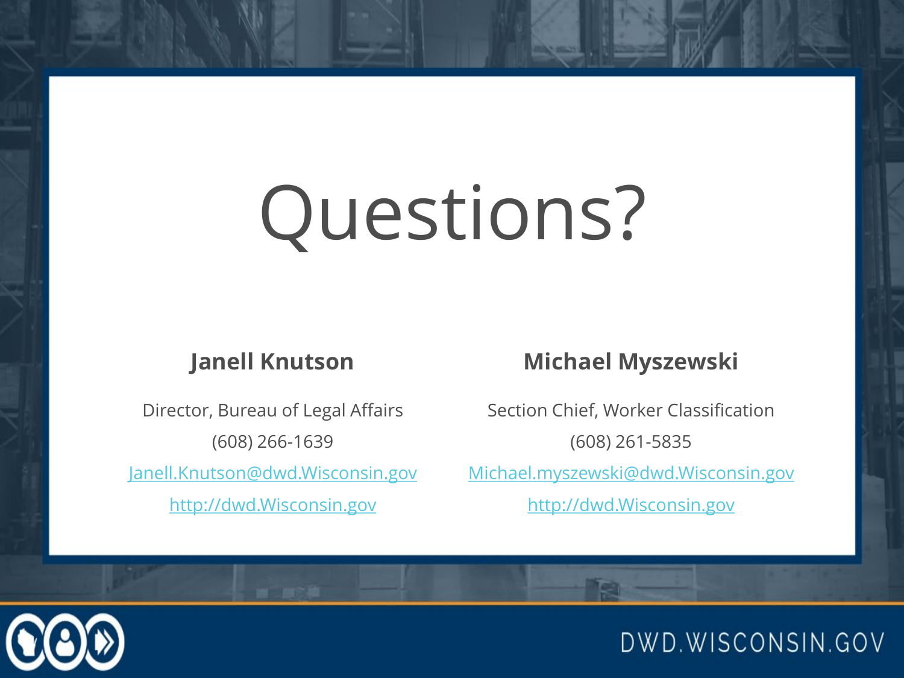# Questions?

**Janell Knutson**

Director, Bureau of Legal Affairs

(608) 266-1639

Janell.Knutson@dwd.Wisconsin.gov

http://dwd.Wisconsin.gov

**Michael Myszewski**

Section Chief, Worker Classification

(608) 261-5835

Michael.myszewski@dwd.Wisconsin.gov

http://dwd.Wisconsin.gov

DWD.WISCONSIN.GOV